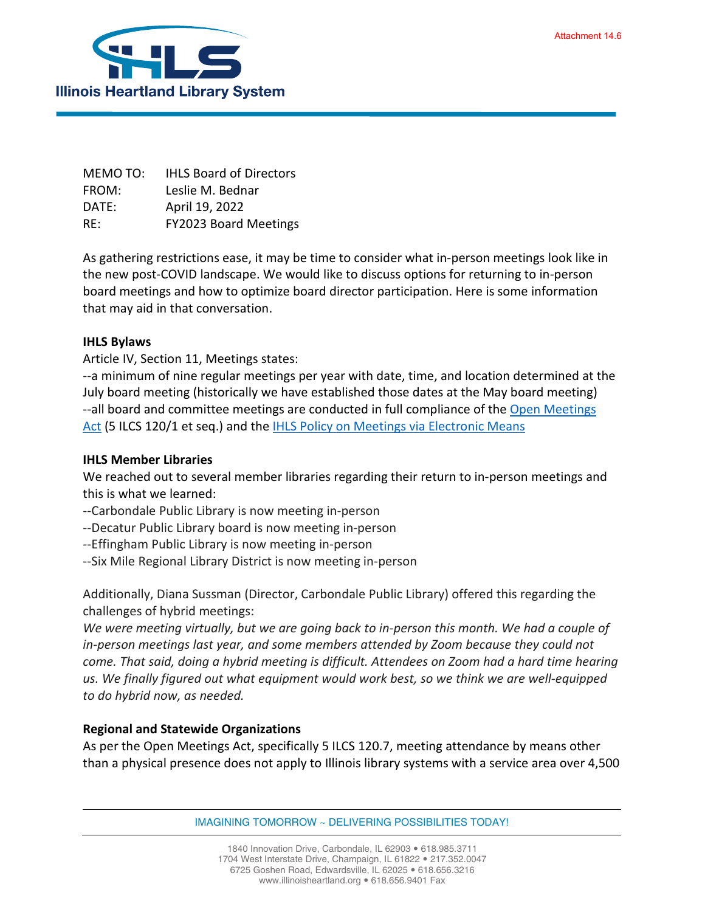Attachment 14.6

**Illinois Heartland Library System**

MEMO TO: IHLS Board of Directors
FROM: Leslie M. Bednar
DATE: April 19, 2022
RE: FY2023 Board Meetings

As gathering restrictions ease, it may be time to consider what in-person meetings look like in the new post-COVID landscape. We would like to discuss options for returning to in-person board meetings and how to optimize board director participation. Here is some information that may aid in that conversation.

**IHLS Bylaws**

Article IV, Section 11, Meetings states:

--a minimum of nine regular meetings per year with date, time, and location determined at the July board meeting (historically we have established those dates at the May board meeting)

--all board and committee meetings are conducted in full compliance of the Open Meetings Act (5 ILCS 120/1 et seq.) and the IHLS Policy on Meetings via Electronic Means

**IHLS Member Libraries**

We reached out to several member libraries regarding their return to in-person meetings and this is what we learned:

--Carbondale Public Library is now meeting in-person

--Decatur Public Library board is now meeting in-person

--Effingham Public Library is now meeting in-person

--Six Mile Regional Library District is now meeting in-person

Additionally, Diana Sussman (Director, Carbondale Public Library) offered this regarding the challenges of hybrid meetings:

*We were meeting virtually, but we are going back to in-person this month. We had a couple of in-person meetings last year, and some members attended by Zoom because they could not come. That said, doing a hybrid meeting is difficult. Attendees on Zoom had a hard time hearing us. We finally figured out what equipment would work best, so we think we are well-equipped to do hybrid now, as needed.*

**Regional and Statewide Organizations**

As per the Open Meetings Act, specifically 5 ILCS 120.7, meeting attendance by means other than a physical presence does not apply to Illinois library systems with a service area over 4,500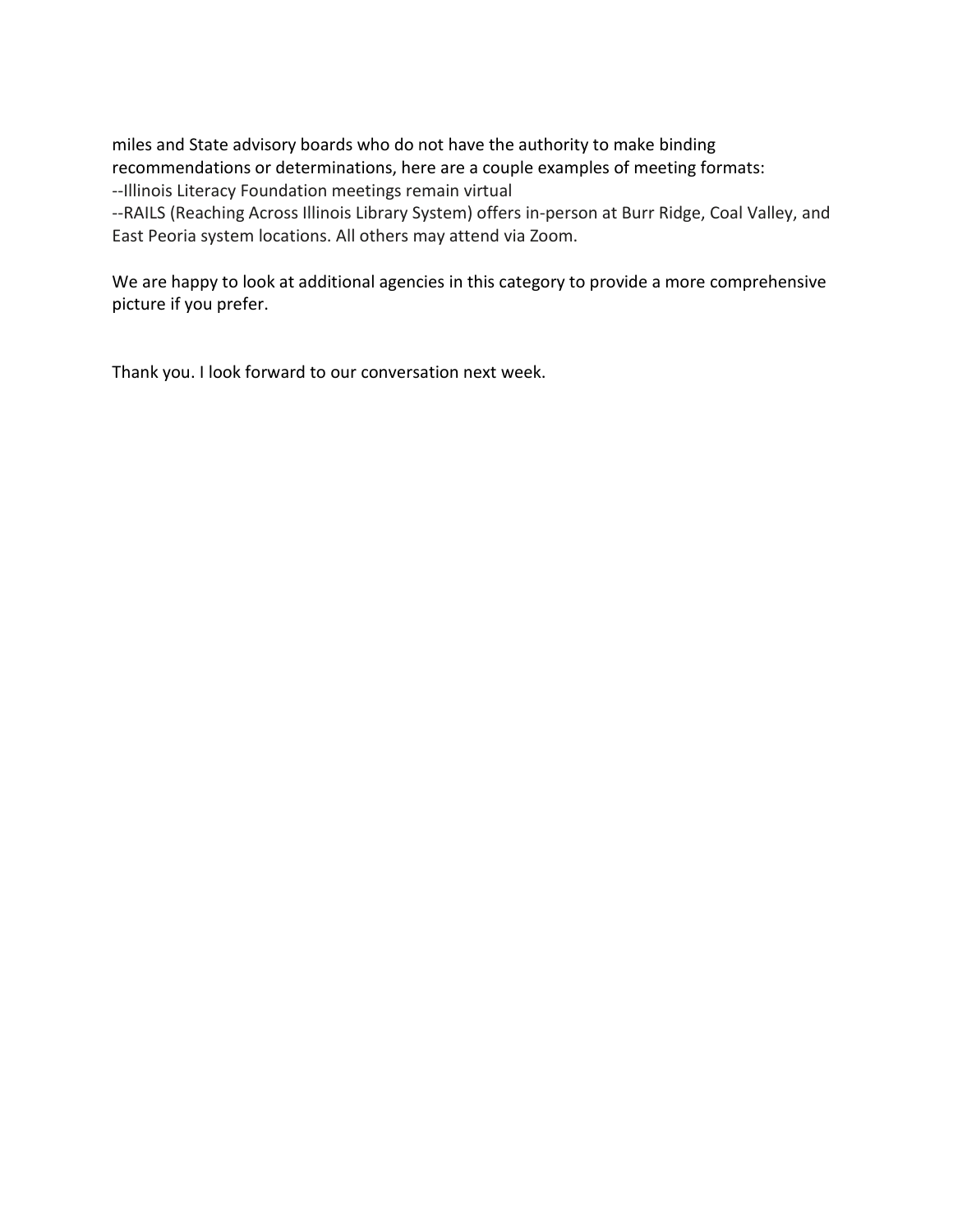miles and State advisory boards who do not have the authority to make binding recommendations or determinations, here are a couple examples of meeting formats:
--Illinois Literacy Foundation meetings remain virtual
--RAILS (Reaching Across Illinois Library System) offers in-person at Burr Ridge, Coal Valley, and East Peoria system locations. All others may attend via Zoom.

We are happy to look at additional agencies in this category to provide a more comprehensive picture if you prefer.

Thank you. I look forward to our conversation next week.